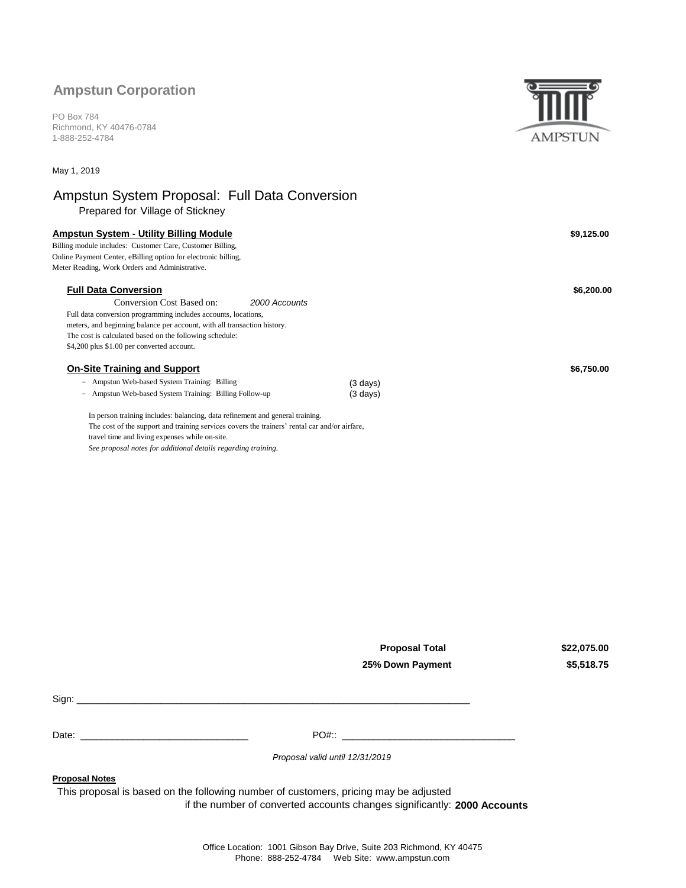**Ampstun Corporation**

PO Box 784
Richmond, KY 40476-0784
1-888-252-4784

AMPSTUN

May 1, 2019

# Ampstun System Proposal: Full Data Conversion

Prepared for Village of Stickney

**Ampstun System - Utility Billing Module** **$9,125.00**

Billing module includes: Customer Care, Customer Billing, Online Payment Center, eBilling option for electronic billing, Meter Reading, Work Orders and Administrative.

**Full Data Conversion** **$6,200.00**

Conversion Cost Based on: *2000 Accounts*

Full data conversion programming includes accounts, locations, meters, and beginning balance per account, with all transaction history. The cost is calculated based on the following schedule: $4,200 plus $1.00 per converted account.

**On-Site Training and Support** **$6,750.00**

- Ampstun Web-based System Training: Billing (3 days)
- Ampstun Web-based System Training: Billing Follow-up (3 days)

In person training includes: balancing, data refinement and general training.
The cost of the support and training services covers the trainers' rental car and/or airfare, travel time and living expenses while on-site.
*See proposal notes for additional details regarding training.*

| | |
|---|---|
| **Proposal Total** | **$22,075.00** |
| **25% Down Payment** | **$5,518.75** |

Sign: ______________________________________________

Date: ______________________ PO#:: ______________________

*Proposal valid until 12/31/2019*

**Proposal Notes**

This proposal is based on the following number of customers, pricing may be adjusted if the number of converted accounts changes significantly: **2000 Accounts**

Office Location: 1001 Gibson Bay Drive, Suite 203 Richmond, KY 40475
Phone: 888-252-4784 Web Site: www.ampstun.com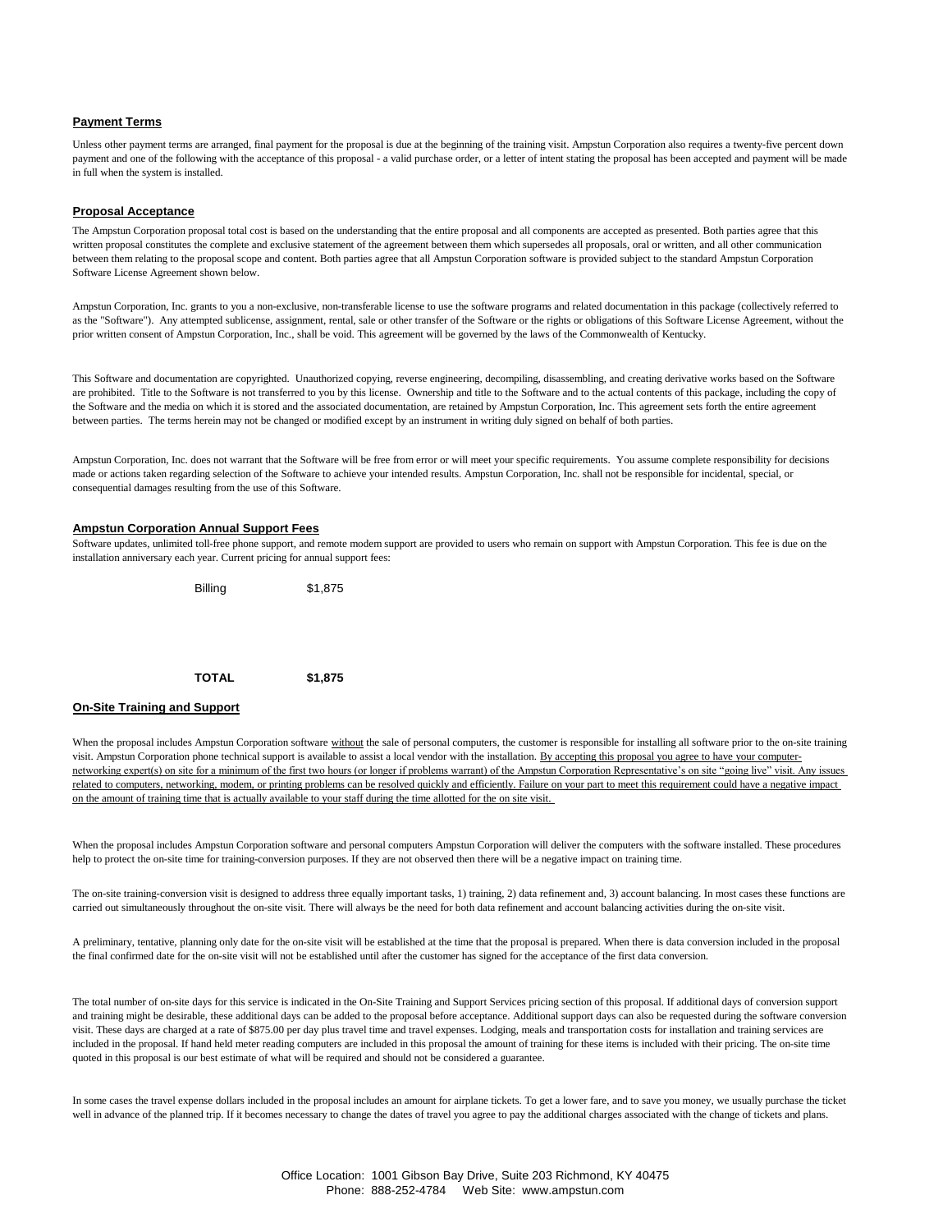## Payment Terms

Unless other payment terms are arranged, final payment for the proposal is due at the beginning of the training visit. Ampstun Corporation also requires a twenty-five percent down payment and one of the following with the acceptance of this proposal - a valid purchase order, or a letter of intent stating the proposal has been accepted and payment will be made in full when the system is installed.

## Proposal Acceptance

The Ampstun Corporation proposal total cost is based on the understanding that the entire proposal and all components are accepted as presented. Both parties agree that this written proposal constitutes the complete and exclusive statement of the agreement between them which supersedes all proposals, oral or written, and all other communication between them relating to the proposal scope and content. Both parties agree that all Ampstun Corporation software is provided subject to the standard Ampstun Corporation Software License Agreement shown below.

Ampstun Corporation, Inc. grants to you a non-exclusive, non-transferable license to use the software programs and related documentation in this package (collectively referred to as the "Software"). Any attempted sublicense, assignment, rental, sale or other transfer of the Software or the rights or obligations of this Software License Agreement, without the prior written consent of Ampstun Corporation, Inc., shall be void. This agreement will be governed by the laws of the Commonwealth of Kentucky.

This Software and documentation are copyrighted. Unauthorized copying, reverse engineering, decompiling, disassembling, and creating derivative works based on the Software are prohibited. Title to the Software is not transferred to you by this license. Ownership and title to the Software and to the actual contents of this package, including the copy of the Software and the media on which it is stored and the associated documentation, are retained by Ampstun Corporation, Inc. This agreement sets forth the entire agreement between parties. The terms herein may not be changed or modified except by an instrument in writing duly signed on behalf of both parties.

Ampstun Corporation, Inc. does not warrant that the Software will be free from error or will meet your specific requirements. You assume complete responsibility for decisions made or actions taken regarding selection of the Software to achieve your intended results. Ampstun Corporation, Inc. shall not be responsible for incidental, special, or consequential damages resulting from the use of this Software.

## Ampstun Corporation Annual Support Fees

Software updates, unlimited toll-free phone support, and remote modem support are provided to users who remain on support with Ampstun Corporation. This fee is due on the installation anniversary each year. Current pricing for annual support fees:

| | |
|---|---|
| Billing | $1,875 |
| **TOTAL** | **$1,875** |

## On-Site Training and Support

When the proposal includes Ampstun Corporation software <u>without</u> the sale of personal computers, the customer is responsible for installing all software prior to the on-site training visit. Ampstun Corporation phone technical support is available to assist a local vendor with the installation. <u>By accepting this proposal you agree to have your computer-networking expert(s) on site for a minimum of the first two hours (or longer if problems warrant) of the Ampstun Corporation Representative's on site "going live" visit. Any issues related to computers, networking, modem, or printing problems can be resolved quickly and efficiently. Failure on your part to meet this requirement could have a negative impact on the amount of training time that is actually available to your staff during the time allotted for the on site visit.</u>

When the proposal includes Ampstun Corporation software and personal computers Ampstun Corporation will deliver the computers with the software installed. These procedures help to protect the on-site time for training-conversion purposes. If they are not observed then there will be a negative impact on training time.

The on-site training-conversion visit is designed to address three equally important tasks, 1) training, 2) data refinement and, 3) account balancing. In most cases these functions are carried out simultaneously throughout the on-site visit. There will always be the need for both data refinement and account balancing activities during the on-site visit.

A preliminary, tentative, planning only date for the on-site visit will be established at the time that the proposal is prepared. When there is data conversion included in the proposal the final confirmed date for the on-site visit will not be established until after the customer has signed for the acceptance of the first data conversion.

The total number of on-site days for this service is indicated in the On-Site Training and Support Services pricing section of this proposal. If additional days of conversion support and training might be desirable, these additional days can be added to the proposal before acceptance. Additional support days can also be requested during the software conversion visit. These days are charged at a rate of $875.00 per day plus travel time and travel expenses. Lodging, meals and transportation costs for installation and training services are included in the proposal. If hand held meter reading computers are included in this proposal the amount of training for these items is included with their pricing. The on-site time quoted in this proposal is our best estimate of what will be required and should not be considered a guarantee.

In some cases the travel expense dollars included in the proposal includes an amount for airplane tickets. To get a lower fare, and to save you money, we usually purchase the ticket well in advance of the planned trip. If it becomes necessary to change the dates of travel you agree to pay the additional charges associated with the change of tickets and plans.

Office Location: 1001 Gibson Bay Drive, Suite 203 Richmond, KY 40475
Phone: 888-252-4784 Web Site: www.ampstun.com